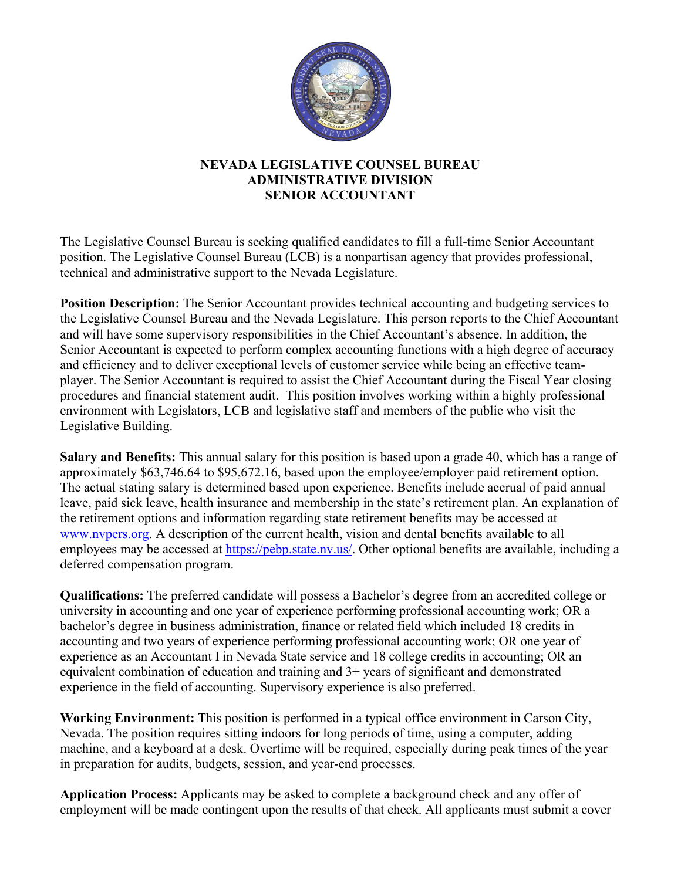# NEVADA LEGISLATIVE COUNSEL BUREAU
## ADMINISTRATIVE DIVISION
## SENIOR ACCOUNTANT

The Legislative Counsel Bureau is seeking qualified candidates to fill a full-time Senior Accountant position. The Legislative Counsel Bureau (LCB) is a nonpartisan agency that provides professional, technical and administrative support to the Nevada Legislature.

**Position Description:** The Senior Accountant provides technical accounting and budgeting services to the Legislative Counsel Bureau and the Nevada Legislature. This person reports to the Chief Accountant and will have some supervisory responsibilities in the Chief Accountant's absence. In addition, the Senior Accountant is expected to perform complex accounting functions with a high degree of accuracy and efficiency and to deliver exceptional levels of customer service while being an effective team-player. The Senior Accountant is required to assist the Chief Accountant during the Fiscal Year closing procedures and financial statement audit. This position involves working within a highly professional environment with Legislators, LCB and legislative staff and members of the public who visit the Legislative Building.

**Salary and Benefits:** This annual salary for this position is based upon a grade 40, which has a range of approximately $63,746.64 to $95,672.16, based upon the employee/employer paid retirement option. The actual stating salary is determined based upon experience. Benefits include accrual of paid annual leave, paid sick leave, health insurance and membership in the state's retirement plan. An explanation of the retirement options and information regarding state retirement benefits may be accessed at www.nvpers.org. A description of the current health, vision and dental benefits available to all employees may be accessed at https://pebp.state.nv.us/. Other optional benefits are available, including a deferred compensation program.

**Qualifications:** The preferred candidate will possess a Bachelor's degree from an accredited college or university in accounting and one year of experience performing professional accounting work; OR a bachelor's degree in business administration, finance or related field which included 18 credits in accounting and two years of experience performing professional accounting work; OR one year of experience as an Accountant I in Nevada State service and 18 college credits in accounting; OR an equivalent combination of education and training and 3+ years of significant and demonstrated experience in the field of accounting. Supervisory experience is also preferred.

**Working Environment:** This position is performed in a typical office environment in Carson City, Nevada. The position requires sitting indoors for long periods of time, using a computer, adding machine, and a keyboard at a desk. Overtime will be required, especially during peak times of the year in preparation for audits, budgets, session, and year-end processes.

**Application Process:** Applicants may be asked to complete a background check and any offer of employment will be made contingent upon the results of that check. All applicants must submit a cover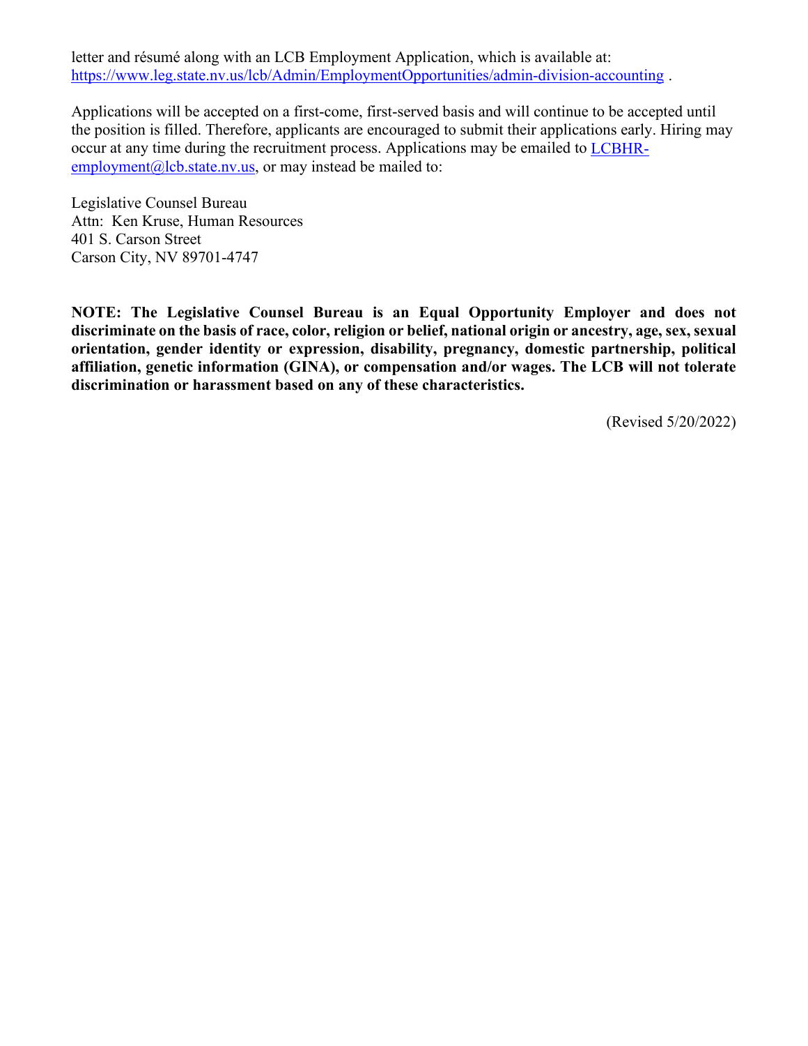letter and résumé along with an LCB Employment Application, which is available at: https://www.leg.state.nv.us/lcb/Admin/EmploymentOpportunities/admin-division-accounting .

Applications will be accepted on a first-come, first-served basis and will continue to be accepted until the position is filled. Therefore, applicants are encouraged to submit their applications early. Hiring may occur at any time during the recruitment process. Applications may be emailed to LCBHR-employment@lcb.state.nv.us, or may instead be mailed to:

Legislative Counsel Bureau  
Attn: Ken Kruse, Human Resources  
401 S. Carson Street  
Carson City, NV 89701-4747

**NOTE: The Legislative Counsel Bureau is an Equal Opportunity Employer and does not discriminate on the basis of race, color, religion or belief, national origin or ancestry, age, sex, sexual orientation, gender identity or expression, disability, pregnancy, domestic partnership, political affiliation, genetic information (GINA), or compensation and/or wages. The LCB will not tolerate discrimination or harassment based on any of these characteristics.**

(Revised 5/20/2022)